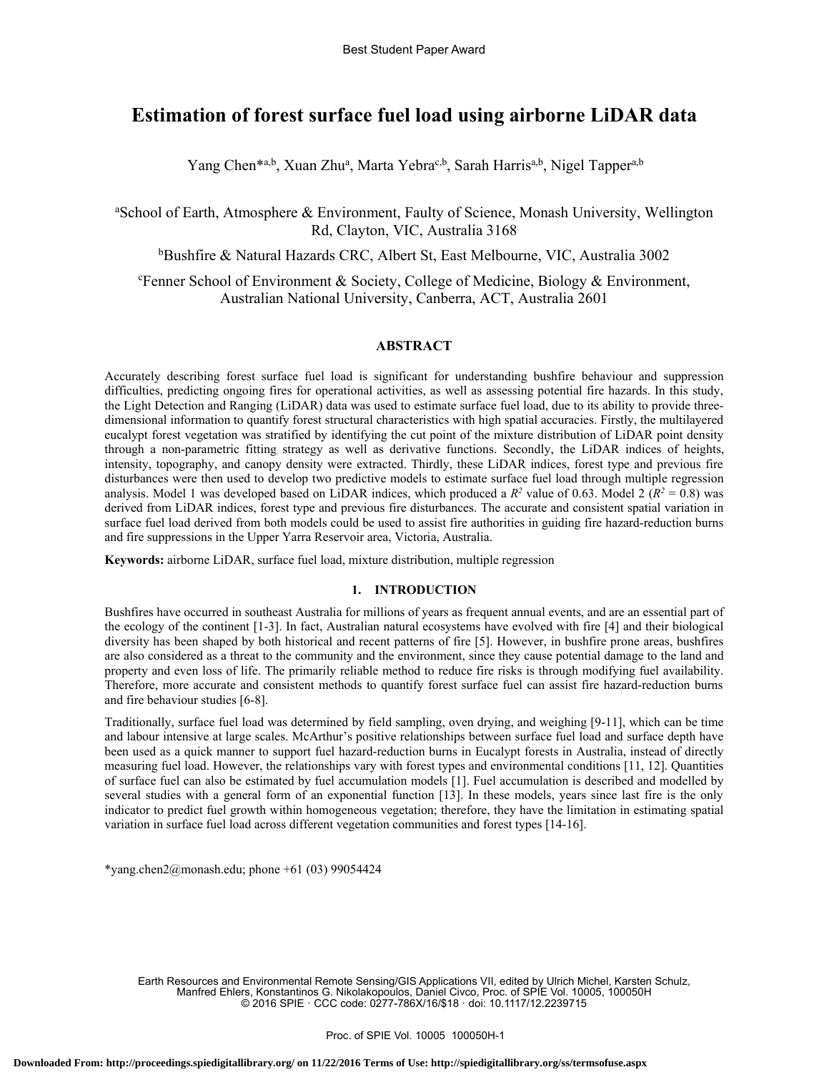Best Student Paper Award

# Estimation of forest surface fuel load using airborne LiDAR data

Yang Chen*[a,b], Xuan Zhu[a], Marta Yebra[c,b], Sarah Harris[a,b], Nigel Tapper[a,b]

[a]School of Earth, Atmosphere & Environment, Faulty of Science, Monash University, Wellington Rd, Clayton, VIC, Australia 3168

[b]Bushfire & Natural Hazards CRC, Albert St, East Melbourne, VIC, Australia 3002

[c]Fenner School of Environment & Society, College of Medicine, Biology & Environment, Australian National University, Canberra, ACT, Australia 2601

## ABSTRACT

Accurately describing forest surface fuel load is significant for understanding bushfire behaviour and suppression difficulties, predicting ongoing fires for operational activities, as well as assessing potential fire hazards. In this study, the Light Detection and Ranging (LiDAR) data was used to estimate surface fuel load, due to its ability to provide three-dimensional information to quantify forest structural characteristics with high spatial accuracies. Firstly, the multilayered eucalypt forest vegetation was stratified by identifying the cut point of the mixture distribution of LiDAR point density through a non-parametric fitting strategy as well as derivative functions. Secondly, the LiDAR indices of heights, intensity, topography, and canopy density were extracted. Thirdly, these LiDAR indices, forest type and previous fire disturbances were then used to develop two predictive models to estimate surface fuel load through multiple regression analysis. Model 1 was developed based on LiDAR indices, which produced a $R^2$ value of 0.63. Model 2 ($R^2 = 0.8$) was derived from LiDAR indices, forest type and previous fire disturbances. The accurate and consistent spatial variation in surface fuel load derived from both models could be used to assist fire authorities in guiding fire hazard-reduction burns and fire suppressions in the Upper Yarra Reservoir area, Victoria, Australia.

**Keywords:** airborne LiDAR, surface fuel load, mixture distribution, multiple regression

## 1. INTRODUCTION

Bushfires have occurred in southeast Australia for millions of years as frequent annual events, and are an essential part of the ecology of the continent [1-3]. In fact, Australian natural ecosystems have evolved with fire [4] and their biological diversity has been shaped by both historical and recent patterns of fire [5]. However, in bushfire prone areas, bushfires are also considered as a threat to the community and the environment, since they cause potential damage to the land and property and even loss of life. The primarily reliable method to reduce fire risks is through modifying fuel availability. Therefore, more accurate and consistent methods to quantify forest surface fuel can assist fire hazard-reduction burns and fire behaviour studies [6-8].

Traditionally, surface fuel load was determined by field sampling, oven drying, and weighing [9-11], which can be time and labour intensive at large scales. McArthur's positive relationships between surface fuel load and surface depth have been used as a quick manner to support fuel hazard-reduction burns in Eucalypt forests in Australia, instead of directly measuring fuel load. However, the relationships vary with forest types and environmental conditions [11, 12]. Quantities of surface fuel can also be estimated by fuel accumulation models [1]. Fuel accumulation is described and modelled by several studies with a general form of an exponential function [13]. In these models, years since last fire is the only indicator to predict fuel growth within homogeneous vegetation; therefore, they have the limitation in estimating spatial variation in surface fuel load across different vegetation communities and forest types [14-16].

*yang.chen2@monash.edu; phone +61 (03) 99054424

Earth Resources and Environmental Remote Sensing/GIS Applications VII, edited by Ulrich Michel, Karsten Schulz, Manfred Ehlers, Konstantinos G. Nikolakopoulos, Daniel Civco, Proc. of SPIE Vol. 10005, 100050H
© 2016 SPIE · CCC code: 0277-786X/16/$18 · doi: 10.1117/12.2239715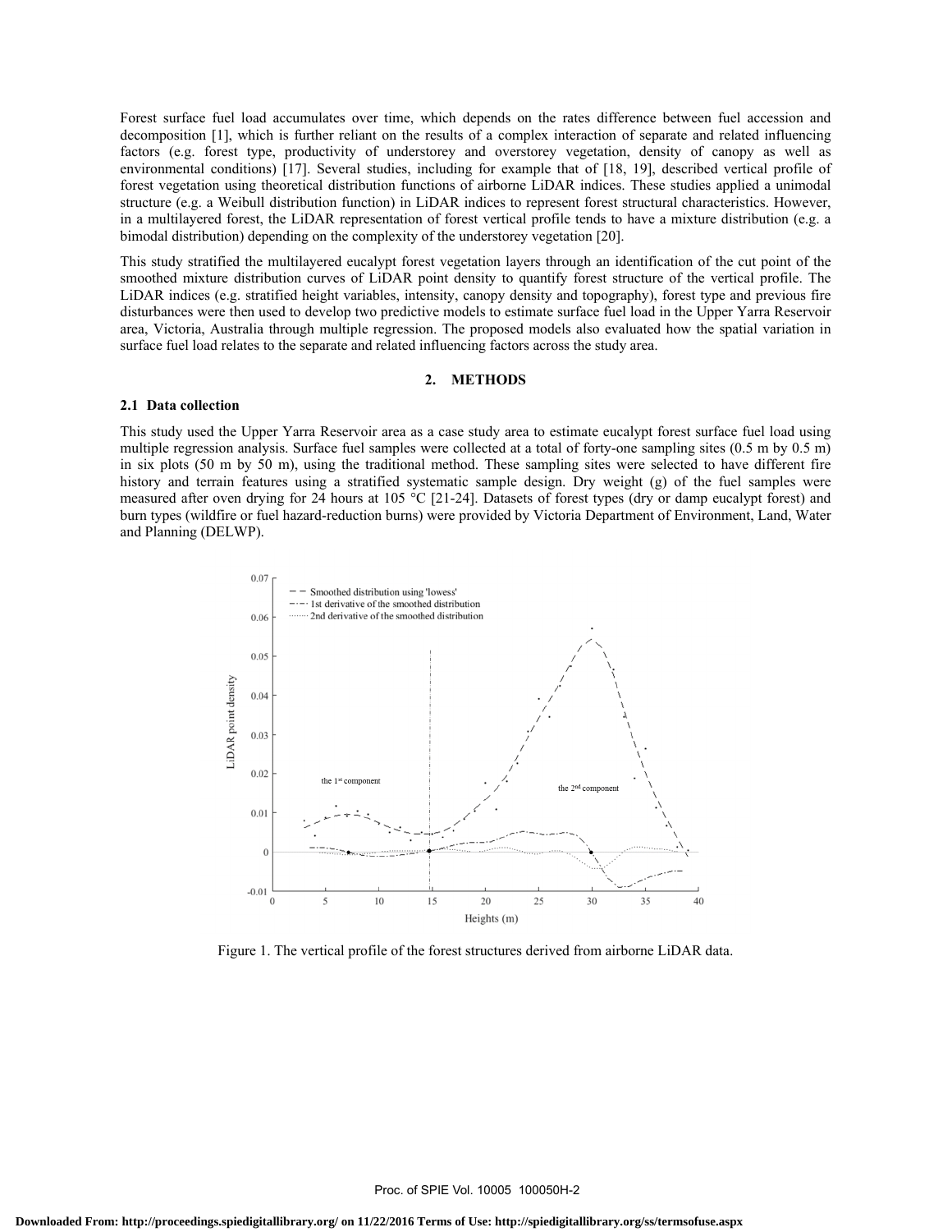Forest surface fuel load accumulates over time, which depends on the rates difference between fuel accession and decomposition [1], which is further reliant on the results of a complex interaction of separate and related influencing factors (e.g. forest type, productivity of understorey and overstorey vegetation, density of canopy as well as environmental conditions) [17]. Several studies, including for example that of [18, 19], described vertical profile of forest vegetation using theoretical distribution functions of airborne LiDAR indices. These studies applied a unimodal structure (e.g. a Weibull distribution function) in LiDAR indices to represent forest structural characteristics. However, in a multilayered forest, the LiDAR representation of forest vertical profile tends to have a mixture distribution (e.g. a bimodal distribution) depending on the complexity of the understorey vegetation [20].

This study stratified the multilayered eucalypt forest vegetation layers through an identification of the cut point of the smoothed mixture distribution curves of LiDAR point density to quantify forest structure of the vertical profile. The LiDAR indices (e.g. stratified height variables, intensity, canopy density and topography), forest type and previous fire disturbances were then used to develop two predictive models to estimate surface fuel load in the Upper Yarra Reservoir area, Victoria, Australia through multiple regression. The proposed models also evaluated how the spatial variation in surface fuel load relates to the separate and related influencing factors across the study area.

## 2. METHODS

### 2.1 Data collection

This study used the Upper Yarra Reservoir area as a case study area to estimate eucalypt forest surface fuel load using multiple regression analysis. Surface fuel samples were collected at a total of forty-one sampling sites (0.5 m by 0.5 m) in six plots (50 m by 50 m), using the traditional method. These sampling sites were selected to have different fire history and terrain features using a stratified systematic sample design. Dry weight (g) of the fuel samples were measured after oven drying for 24 hours at 105 °C [21-24]. Datasets of forest types (dry or damp eucalypt forest) and burn types (wildfire or fuel hazard-reduction burns) were provided by Victoria Department of Environment, Land, Water and Planning (DELWP).

Figure 1. The vertical profile of the forest structures derived from airborne LiDAR data.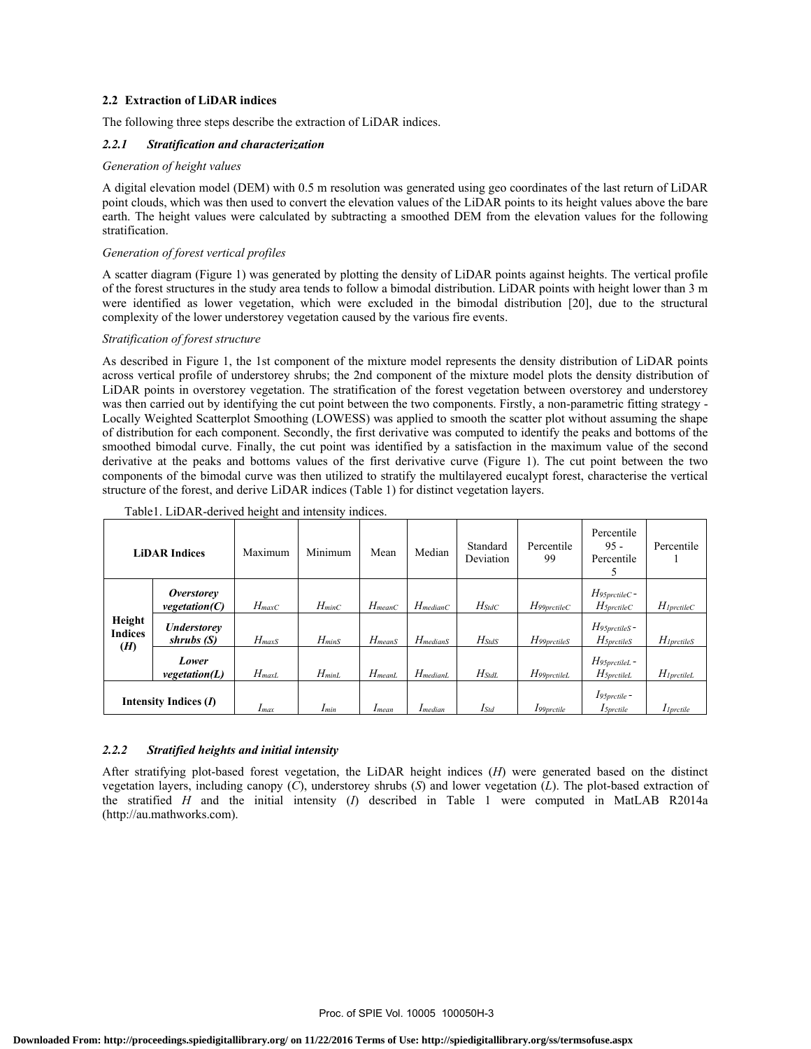### 2.2 Extraction of LiDAR indices

The following three steps describe the extraction of LiDAR indices.

#### *2.2.1 Stratification and characterization*

*Generation of height values*

A digital elevation model (DEM) with 0.5 m resolution was generated using geo coordinates of the last return of LiDAR point clouds, which was then used to convert the elevation values of the LiDAR points to its height values above the bare earth. The height values were calculated by subtracting a smoothed DEM from the elevation values for the following stratification.

*Generation of forest vertical profiles*

A scatter diagram (Figure 1) was generated by plotting the density of LiDAR points against heights. The vertical profile of the forest structures in the study area tends to follow a bimodal distribution. LiDAR points with height lower than 3 m were identified as lower vegetation, which were excluded in the bimodal distribution [20], due to the structural complexity of the lower understorey vegetation caused by the various fire events.

*Stratification of forest structure*

As described in Figure 1, the 1st component of the mixture model represents the density distribution of LiDAR points across vertical profile of understorey shrubs; the 2nd component of the mixture model plots the density distribution of LiDAR points in overstorey vegetation. The stratification of the forest vegetation between overstorey and understorey was then carried out by identifying the cut point between the two components. Firstly, a non-parametric fitting strategy - Locally Weighted Scatterplot Smoothing (LOWESS) was applied to smooth the scatter plot without assuming the shape of distribution for each component. Secondly, the first derivative was computed to identify the peaks and bottoms of the smoothed bimodal curve. Finally, the cut point was identified by a satisfaction in the maximum value of the second derivative at the peaks and bottoms values of the first derivative curve (Figure 1). The cut point between the two components of the bimodal curve was then utilized to stratify the multilayered eucalypt forest, characterise the vertical structure of the forest, and derive LiDAR indices (Table 1) for distinct vegetation layers.

Table1. LiDAR-derived height and intensity indices.

| LiDAR Indices | | Maximum | Minimum | Mean | Median | Standard Deviation | Percentile 99 | Percentile 95 - Percentile 5 | Percentile 1 |
|---|---|---|---|---|---|---|---|---|---|
| **Height Indices (*H*)** | ***Overstorey vegetation(C)*** | $H_{maxC}$ | $H_{minC}$ | $H_{meanC}$ | $H_{medianC}$ | $H_{StdC}$ | $H_{99prctileC}$ | $H_{95prctileC}$ - $H_{5prctileC}$ | $H_{1prctileC}$ |
| | ***Understorey shrubs (S)*** | $H_{maxS}$ | $H_{minS}$ | $H_{meanS}$ | $H_{medianS}$ | $H_{StdS}$ | $H_{99prctileS}$ | $H_{95prctileS}$ - $H_{5prctileS}$ | $H_{1prctileS}$ |
| | ***Lower vegetation(L)*** | $H_{maxL}$ | $H_{minL}$ | $H_{meanL}$ | $H_{medianL}$ | $H_{StdL}$ | $H_{99prctileL}$ | $H_{95prctileL}$ - $H_{5prctileL}$ | $H_{1prctileL}$ |
| **Intensity Indices (*I*)** | | $I_{max}$ | $I_{min}$ | $I_{mean}$ | $I_{median}$ | $I_{Std}$ | $I_{99prctile}$ | $I_{95prctile}$ - $I_{5prctile}$ | $I_{1prctile}$ |

#### *2.2.2 Stratified heights and initial intensity*

After stratifying plot-based forest vegetation, the LiDAR height indices (*H*) were generated based on the distinct vegetation layers, including canopy (*C*), understorey shrubs (*S*) and lower vegetation (*L*). The plot-based extraction of the stratified *H* and the initial intensity (*I*) described in Table 1 were computed in MatLAB R2014a (http://au.mathworks.com).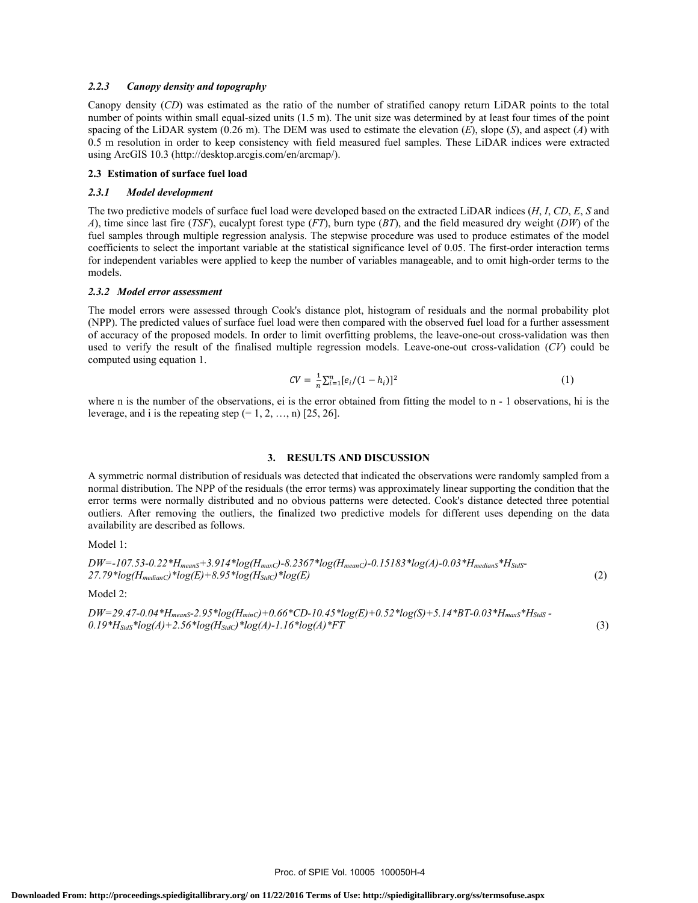### 2.2.3 Canopy density and topography

Canopy density (*CD*) was estimated as the ratio of the number of stratified canopy return LiDAR points to the total number of points within small equal-sized units (1.5 m). The unit size was determined by at least four times of the point spacing of the LiDAR system (0.26 m). The DEM was used to estimate the elevation (*E*), slope (*S*), and aspect (*A*) with 0.5 m resolution in order to keep consistency with field measured fuel samples. These LiDAR indices were extracted using ArcGIS 10.3 (http://desktop.arcgis.com/en/arcmap/).

## 2.3 Estimation of surface fuel load

### 2.3.1 Model development

The two predictive models of surface fuel load were developed based on the extracted LiDAR indices (*H*, *I*, *CD*, *E*, *S* and *A*), time since last fire (*TSF*), eucalypt forest type (*FT*), burn type (*BT*), and the field measured dry weight (*DW*) of the fuel samples through multiple regression analysis. The stepwise procedure was used to produce estimates of the model coefficients to select the important variable at the statistical significance level of 0.05. The first-order interaction terms for independent variables were applied to keep the number of variables manageable, and to omit high-order terms to the models.

### 2.3.2 Model error assessment

The model errors were assessed through Cook's distance plot, histogram of residuals and the normal probability plot (NPP). The predicted values of surface fuel load were then compared with the observed fuel load for a further assessment of accuracy of the proposed models. In order to limit overfitting problems, the leave-one-out cross-validation was then used to verify the result of the finalised multiple regression models. Leave-one-out cross-validation (*CV*) could be computed using equation 1.

$$CV = \frac{1}{n}\sum_{i=1}^{n}[e_i/(1-h_i)]^2 \tag{1}$$

where n is the number of the observations, ei is the error obtained from fitting the model to n - 1 observations, hi is the leverage, and i is the repeating step (= 1, 2, …, n) [25, 26].

# 3. RESULTS AND DISCUSSION

A symmetric normal distribution of residuals was detected that indicated the observations were randomly sampled from a normal distribution. The NPP of the residuals (the error terms) was approximately linear supporting the condition that the error terms were normally distributed and no obvious patterns were detected. Cook's distance detected three potential outliers. After removing the outliers, the finalized two predictive models for different uses depending on the data availability are described as follows.

Model 1:

$$DW=-107.53-0.22*H_{meanS}+3.914*\log(H_{maxC})-8.2367*\log(H_{meanC})-0.15183*\log(A)-0.03*H_{medianS}*H_{StdS}-27.79*\log(H_{medianC})*\log(E)+8.95*\log(H_{StdC})*\log(E) \tag{2}$$

Model 2:

$$DW=29.47-0.04*H_{meanS}-2.95*\log(H_{minC})+0.66*CD-10.45*\log(E)+0.52*\log(S)+5.14*BT-0.03*H_{maxS}*H_{StdS}-0.19*H_{StdS}*\log(A)+2.56*\log(H_{StdC})*\log(A)-1.16*\log(A)*FT \tag{3}$$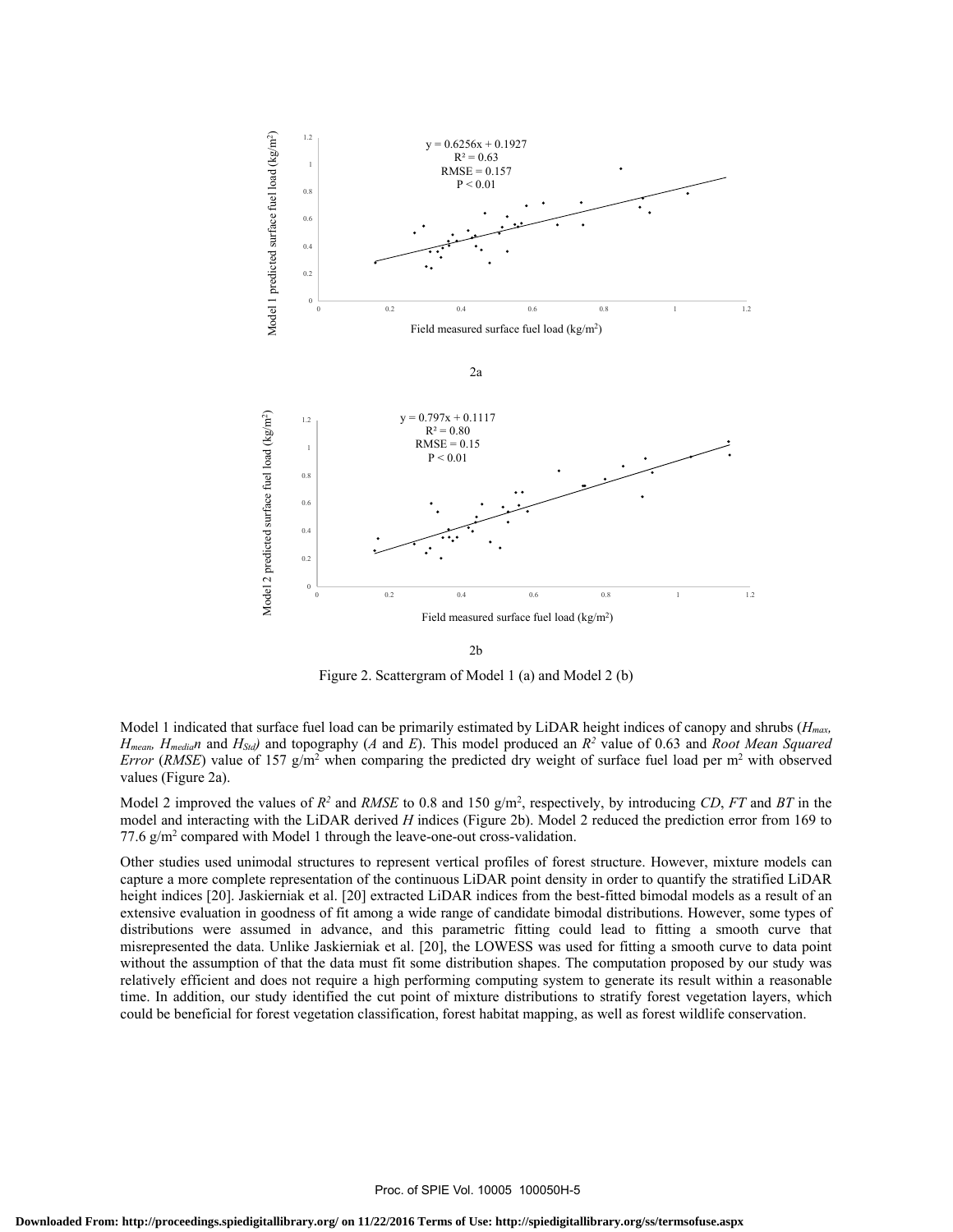2a

2b

Figure 2. Scattergram of Model 1 (a) and Model 2 (b)

Model 1 indicated that surface fuel load can be primarily estimated by LiDAR height indices of canopy and shrubs ($H_{max}$, $H_{mean}$, $H_{median}$ and $H_{Std}$) and topography (*A* and *E*). This model produced an $R^2$ value of 0.63 and *Root Mean Squared Error* (*RMSE*) value of 157 g/m$^2$ when comparing the predicted dry weight of surface fuel load per m$^2$ with observed values (Figure 2a).

Model 2 improved the values of $R^2$ and *RMSE* to 0.8 and 150 g/m$^2$, respectively, by introducing *CD*, *FT* and *BT* in the model and interacting with the LiDAR derived *H* indices (Figure 2b). Model 2 reduced the prediction error from 169 to 77.6 g/m$^2$ compared with Model 1 through the leave-one-out cross-validation.

Other studies used unimodal structures to represent vertical profiles of forest structure. However, mixture models can capture a more complete representation of the continuous LiDAR point density in order to quantify the stratified LiDAR height indices [20]. Jaskierniak et al. [20] extracted LiDAR indices from the best-fitted bimodal models as a result of an extensive evaluation in goodness of fit among a wide range of candidate bimodal distributions. However, some types of distributions were assumed in advance, and this parametric fitting could lead to fitting a smooth curve that misrepresented the data. Unlike Jaskierniak et al. [20], the LOWESS was used for fitting a smooth curve to data point without the assumption of that the data must fit some distribution shapes. The computation proposed by our study was relatively efficient and does not require a high performing computing system to generate its result within a reasonable time. In addition, our study identified the cut point of mixture distributions to stratify forest vegetation layers, which could be beneficial for forest vegetation classification, forest habitat mapping, as well as forest wildlife conservation.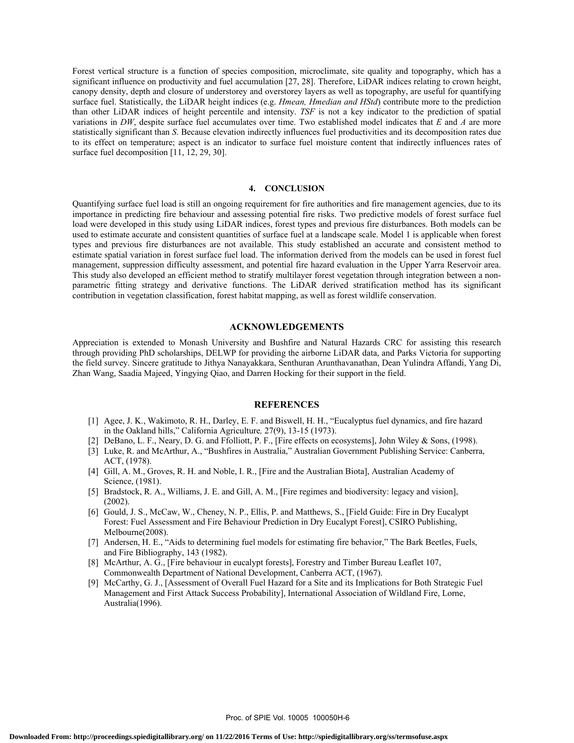Forest vertical structure is a function of species composition, microclimate, site quality and topography, which has a significant influence on productivity and fuel accumulation [27, 28]. Therefore, LiDAR indices relating to crown height, canopy density, depth and closure of understorey and overstorey layers as well as topography, are useful for quantifying surface fuel. Statistically, the LiDAR height indices (e.g. *Hmean, Hmedian and HStd*) contribute more to the prediction than other LiDAR indices of height percentile and intensity. *TSF* is not a key indicator to the prediction of spatial variations in *DW*, despite surface fuel accumulates over time. Two established model indicates that *E* and *A* are more statistically significant than *S*. Because elevation indirectly influences fuel productivities and its decomposition rates due to its effect on temperature; aspect is an indicator to surface fuel moisture content that indirectly influences rates of surface fuel decomposition [11, 12, 29, 30].

## 4. CONCLUSION

Quantifying surface fuel load is still an ongoing requirement for fire authorities and fire management agencies, due to its importance in predicting fire behaviour and assessing potential fire risks. Two predictive models of forest surface fuel load were developed in this study using LiDAR indices, forest types and previous fire disturbances. Both models can be used to estimate accurate and consistent quantities of surface fuel at a landscape scale. Model 1 is applicable when forest types and previous fire disturbances are not available. This study established an accurate and consistent method to estimate spatial variation in forest surface fuel load. The information derived from the models can be used in forest fuel management, suppression difficulty assessment, and potential fire hazard evaluation in the Upper Yarra Reservoir area. This study also developed an efficient method to stratify multilayer forest vegetation through integration between a non-parametric fitting strategy and derivative functions. The LiDAR derived stratification method has its significant contribution in vegetation classification, forest habitat mapping, as well as forest wildlife conservation.

## ACKNOWLEDGEMENTS

Appreciation is extended to Monash University and Bushfire and Natural Hazards CRC for assisting this research through providing PhD scholarships, DELWP for providing the airborne LiDAR data, and Parks Victoria for supporting the field survey. Sincere gratitude to Jithya Nanayakkara, Senthuran Arunthavanathan, Dean Yulindra Affandi, Yang Di, Zhan Wang, Saadia Majeed, Yingying Qiao, and Darren Hocking for their support in the field.

## REFERENCES

[1] Agee, J. K., Wakimoto, R. H., Darley, E. F. and Biswell, H. H., "Eucalyptus fuel dynamics, and fire hazard in the Oakland hills," California Agriculture*,* 27(9), 13-15 (1973).

[2] DeBano, L. F., Neary, D. G. and Ffolliott, P. F., [Fire effects on ecosystems], John Wiley & Sons, (1998).

[3] Luke, R. and McArthur, A., "Bushfires in Australia," Australian Government Publishing Service: Canberra, ACT, (1978).

[4] Gill, A. M., Groves, R. H. and Noble, I. R., [Fire and the Australian Biota], Australian Academy of Science, (1981).

[5] Bradstock, R. A., Williams, J. E. and Gill, A. M., [Fire regimes and biodiversity: legacy and vision], (2002).

[6] Gould, J. S., McCaw, W., Cheney, N. P., Ellis, P. and Matthews, S., [Field Guide: Fire in Dry Eucalypt Forest: Fuel Assessment and Fire Behaviour Prediction in Dry Eucalypt Forest], CSIRO Publishing, Melbourne(2008).

[7] Andersen, H. E., "Aids to determining fuel models for estimating fire behavior," The Bark Beetles, Fuels, and Fire Bibliography, 143 (1982).

[8] McArthur, A. G., [Fire behaviour in eucalypt forests], Forestry and Timber Bureau Leaflet 107, Commonwealth Department of National Development, Canberra ACT, (1967).

[9] McCarthy, G. J., [Assessment of Overall Fuel Hazard for a Site and its Implications for Both Strategic Fuel Management and First Attack Success Probability], International Association of Wildland Fire, Lorne, Australia(1996).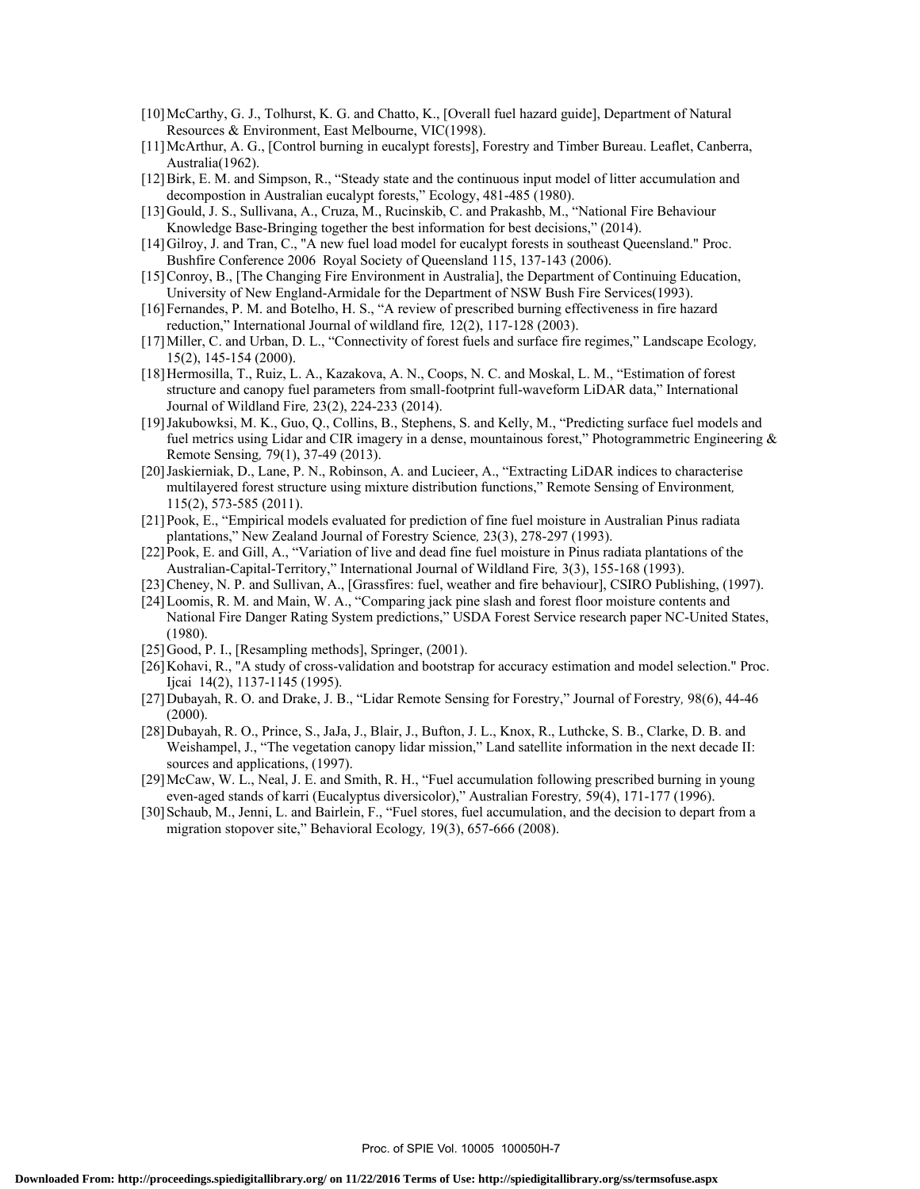[10] McCarthy, G. J., Tolhurst, K. G. and Chatto, K., [Overall fuel hazard guide], Department of Natural Resources & Environment, East Melbourne, VIC(1998).

[11] McArthur, A. G., [Control burning in eucalypt forests], Forestry and Timber Bureau. Leaflet, Canberra, Australia(1962).

[12] Birk, E. M. and Simpson, R., "Steady state and the continuous input model of litter accumulation and decompostion in Australian eucalypt forests," Ecology, 481-485 (1980).

[13] Gould, J. S., Sullivana, A., Cruza, M., Rucinskib, C. and Prakashb, M., "National Fire Behaviour Knowledge Base-Bringing together the best information for best decisions," (2014).

[14] Gilroy, J. and Tran, C., "A new fuel load model for eucalypt forests in southeast Queensland." Proc. Bushfire Conference 2006 Royal Society of Queensland 115, 137-143 (2006).

[15] Conroy, B., [The Changing Fire Environment in Australia], the Department of Continuing Education, University of New England-Armidale for the Department of NSW Bush Fire Services(1993).

[16] Fernandes, P. M. and Botelho, H. S., "A review of prescribed burning effectiveness in fire hazard reduction," International Journal of wildland fire*,* 12(2), 117-128 (2003).

[17] Miller, C. and Urban, D. L., "Connectivity of forest fuels and surface fire regimes," Landscape Ecology*,* 15(2), 145-154 (2000).

[18] Hermosilla, T., Ruiz, L. A., Kazakova, A. N., Coops, N. C. and Moskal, L. M., "Estimation of forest structure and canopy fuel parameters from small-footprint full-waveform LiDAR data," International Journal of Wildland Fire*,* 23(2), 224-233 (2014).

[19] Jakubowksi, M. K., Guo, Q., Collins, B., Stephens, S. and Kelly, M., "Predicting surface fuel models and fuel metrics using Lidar and CIR imagery in a dense, mountainous forest," Photogrammetric Engineering & Remote Sensing*,* 79(1), 37-49 (2013).

[20] Jaskierniak, D., Lane, P. N., Robinson, A. and Lucieer, A., "Extracting LiDAR indices to characterise multilayered forest structure using mixture distribution functions," Remote Sensing of Environment*,* 115(2), 573-585 (2011).

[21] Pook, E., "Empirical models evaluated for prediction of fine fuel moisture in Australian Pinus radiata plantations," New Zealand Journal of Forestry Science*,* 23(3), 278-297 (1993).

[22] Pook, E. and Gill, A., "Variation of live and dead fine fuel moisture in Pinus radiata plantations of the Australian-Capital-Territory," International Journal of Wildland Fire*,* 3(3), 155-168 (1993).

[23] Cheney, N. P. and Sullivan, A., [Grassfires: fuel, weather and fire behaviour], CSIRO Publishing, (1997).

[24] Loomis, R. M. and Main, W. A., "Comparing jack pine slash and forest floor moisture contents and National Fire Danger Rating System predictions," USDA Forest Service research paper NC-United States, (1980).

[25] Good, P. I., [Resampling methods], Springer, (2001).

[26] Kohavi, R., "A study of cross-validation and bootstrap for accuracy estimation and model selection." Proc. Ijcai 14(2), 1137-1145 (1995).

[27] Dubayah, R. O. and Drake, J. B., "Lidar Remote Sensing for Forestry," Journal of Forestry*,* 98(6), 44-46 (2000).

[28] Dubayah, R. O., Prince, S., JaJa, J., Blair, J., Bufton, J. L., Knox, R., Luthcke, S. B., Clarke, D. B. and Weishampel, J., "The vegetation canopy lidar mission," Land satellite information in the next decade II: sources and applications, (1997).

[29] McCaw, W. L., Neal, J. E. and Smith, R. H., "Fuel accumulation following prescribed burning in young even-aged stands of karri (Eucalyptus diversicolor)," Australian Forestry*,* 59(4), 171-177 (1996).

[30] Schaub, M., Jenni, L. and Bairlein, F., "Fuel stores, fuel accumulation, and the decision to depart from a migration stopover site," Behavioral Ecology*,* 19(3), 657-666 (2008).